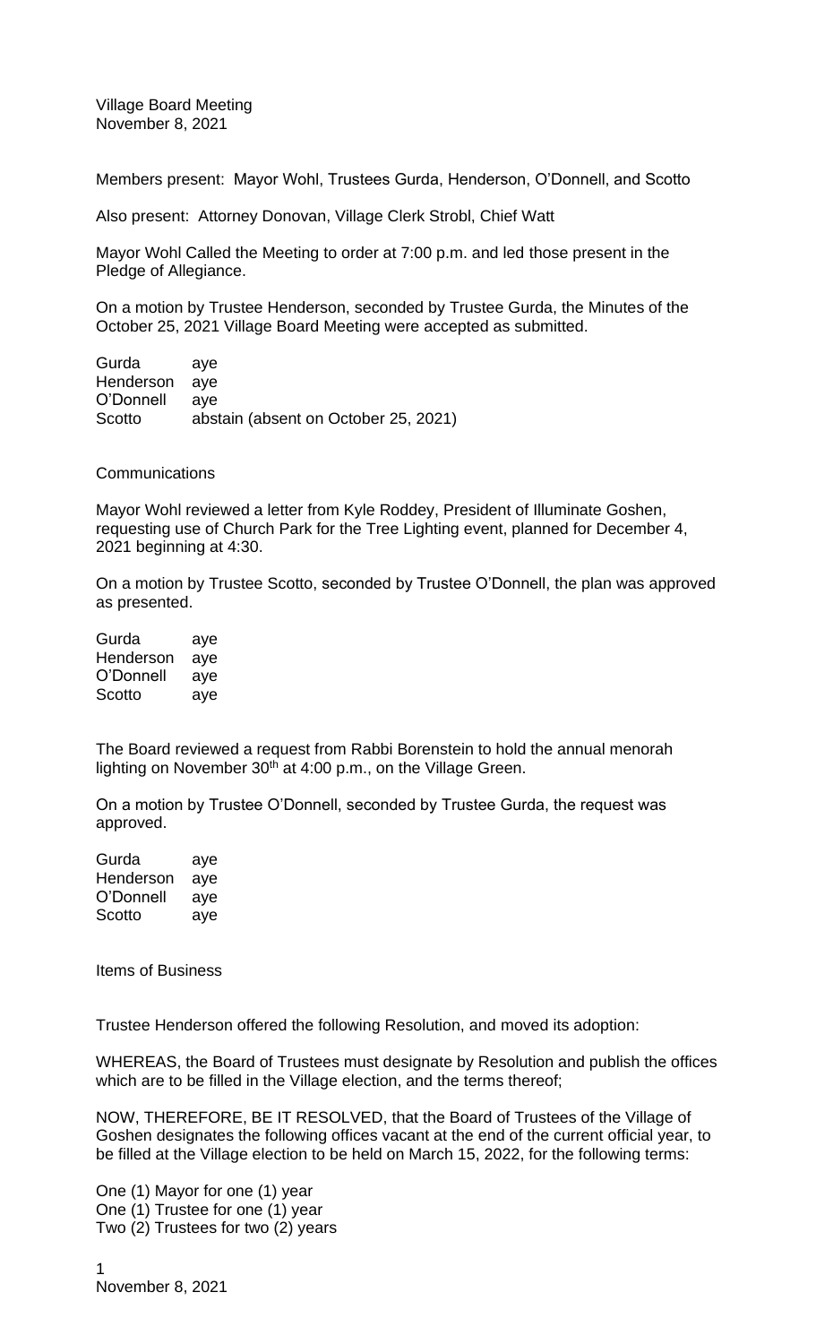Village Board Meeting
November 8, 2021

Members present: Mayor Wohl, Trustees Gurda, Henderson, O'Donnell, and Scotto

Also present: Attorney Donovan, Village Clerk Strobl, Chief Watt

Mayor Wohl Called the Meeting to order at 7:00 p.m. and led those present in the Pledge of Allegiance.

On a motion by Trustee Henderson, seconded by Trustee Gurda, the Minutes of the October 25, 2021 Village Board Meeting were accepted as submitted.

Gurda aye
Henderson aye
O'Donnell aye
Scotto abstain (absent on October 25, 2021)

Communications

Mayor Wohl reviewed a letter from Kyle Roddey, President of Illuminate Goshen, requesting use of Church Park for the Tree Lighting event, planned for December 4, 2021 beginning at 4:30.

On a motion by Trustee Scotto, seconded by Trustee O'Donnell, the plan was approved as presented.

Gurda aye
Henderson aye
O'Donnell aye
Scotto aye

The Board reviewed a request from Rabbi Borenstein to hold the annual menorah lighting on November 30th at 4:00 p.m., on the Village Green.

On a motion by Trustee O'Donnell, seconded by Trustee Gurda, the request was approved.

Gurda aye
Henderson aye
O'Donnell aye
Scotto aye

Items of Business

Trustee Henderson offered the following Resolution, and moved its adoption:

WHEREAS, the Board of Trustees must designate by Resolution and publish the offices which are to be filled in the Village election, and the terms thereof;

NOW, THEREFORE, BE IT RESOLVED, that the Board of Trustees of the Village of Goshen designates the following offices vacant at the end of the current official year, to be filled at the Village election to be held on March 15, 2022, for the following terms:

One (1) Mayor for one (1) year
One (1) Trustee for one (1) year
Two (2) Trustees for two (2) years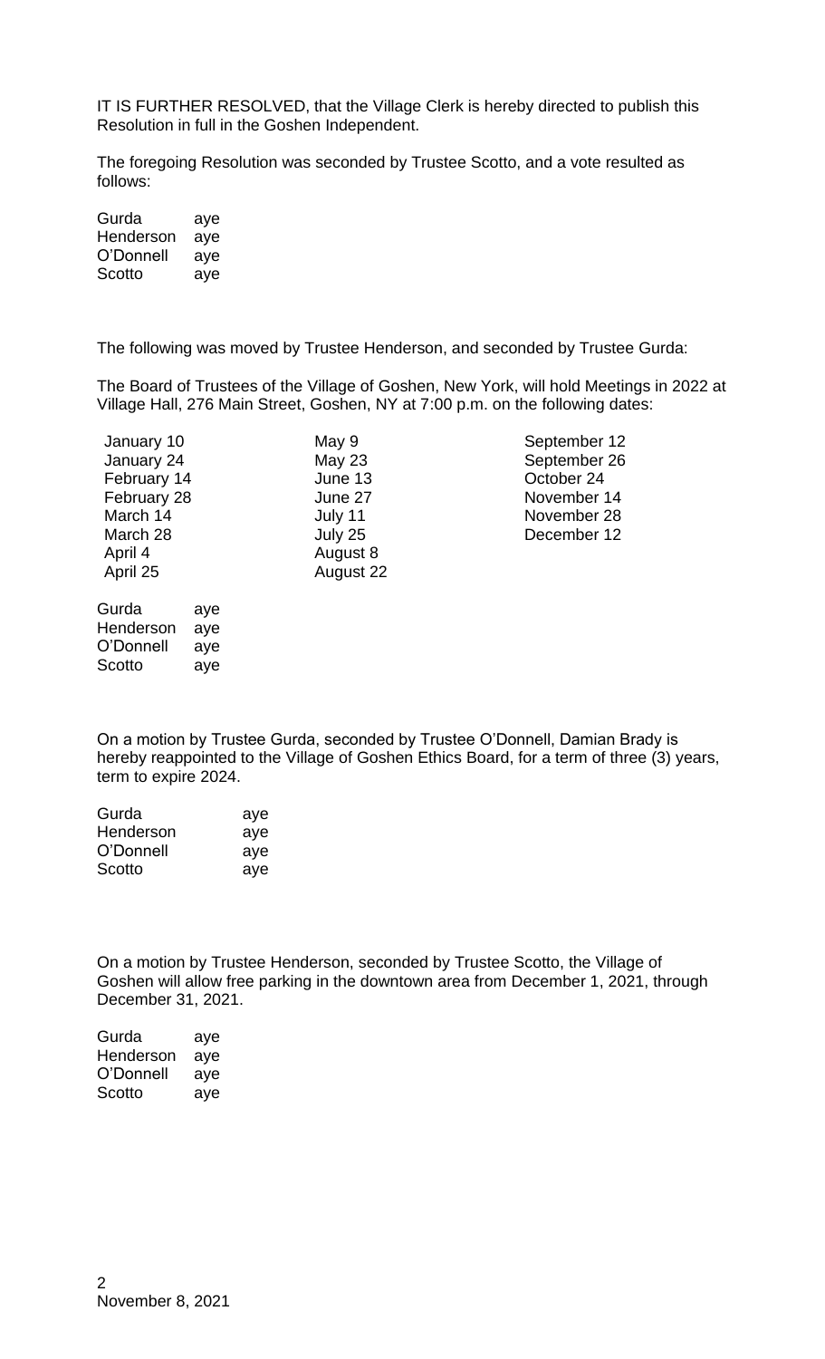IT IS FURTHER RESOLVED, that the Village Clerk is hereby directed to publish this Resolution in full in the Goshen Independent.

The foregoing Resolution was seconded by Trustee Scotto, and a vote resulted as follows:

| | |
|---|---|
| Gurda | aye |
| Henderson | aye |
| O'Donnell | aye |
| Scotto | aye |

The following was moved by Trustee Henderson, and seconded by Trustee Gurda:

The Board of Trustees of the Village of Goshen, New York, will hold Meetings in 2022 at Village Hall, 276 Main Street, Goshen, NY at 7:00 p.m. on the following dates:

| | | |
|---|---|---|
| January 10 | May 9 | September 12 |
| January 24 | May 23 | September 26 |
| February 14 | June 13 | October 24 |
| February 28 | June 27 | November 14 |
| March 14 | July 11 | November 28 |
| March 28 | July 25 | December 12 |
| April 4 | August 8 | |
| April 25 | August 22 | |

| | |
|---|---|
| Gurda | aye |
| Henderson | aye |
| O'Donnell | aye |
| Scotto | aye |

On a motion by Trustee Gurda, seconded by Trustee O'Donnell, Damian Brady is hereby reappointed to the Village of Goshen Ethics Board, for a term of three (3) years, term to expire 2024.

| | |
|---|---|
| Gurda | aye |
| Henderson | aye |
| O'Donnell | aye |
| Scotto | aye |

On a motion by Trustee Henderson, seconded by Trustee Scotto, the Village of Goshen will allow free parking in the downtown area from December 1, 2021, through December 31, 2021.

| | |
|---|---|
| Gurda | aye |
| Henderson | aye |
| O'Donnell | aye |
| Scotto | aye |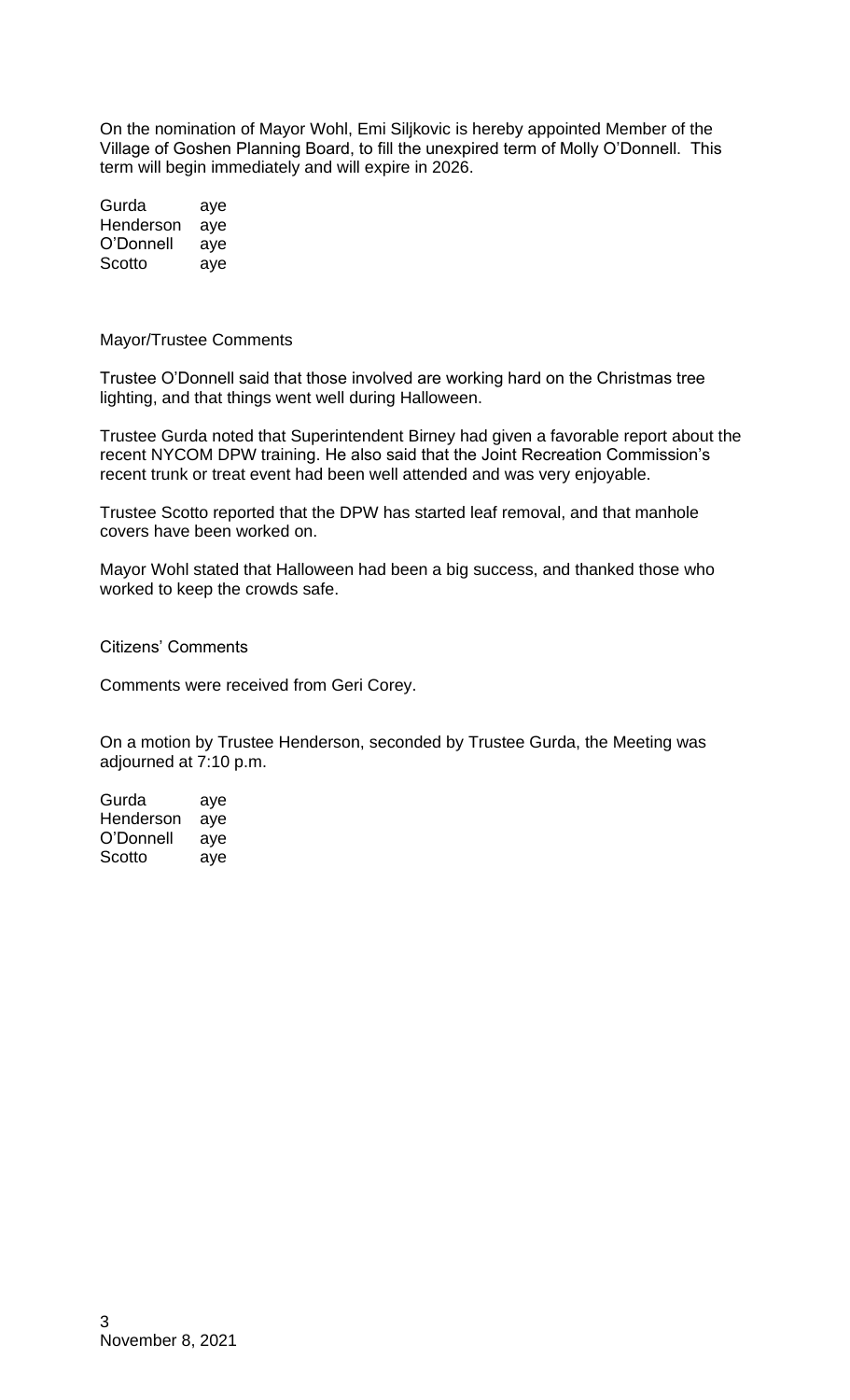On the nomination of Mayor Wohl, Emi Siljkovic is hereby appointed Member of the Village of Goshen Planning Board, to fill the unexpired term of Molly O'Donnell. This term will begin immediately and will expire in 2026.

| | |
|---|---|
| Gurda | aye |
| Henderson | aye |
| O'Donnell | aye |
| Scotto | aye |

Mayor/Trustee Comments

Trustee O'Donnell said that those involved are working hard on the Christmas tree lighting, and that things went well during Halloween.

Trustee Gurda noted that Superintendent Birney had given a favorable report about the recent NYCOM DPW training. He also said that the Joint Recreation Commission's recent trunk or treat event had been well attended and was very enjoyable.

Trustee Scotto reported that the DPW has started leaf removal, and that manhole covers have been worked on.

Mayor Wohl stated that Halloween had been a big success, and thanked those who worked to keep the crowds safe.

Citizens' Comments

Comments were received from Geri Corey.

On a motion by Trustee Henderson, seconded by Trustee Gurda, the Meeting was adjourned at 7:10 p.m.

| | |
|---|---|
| Gurda | aye |
| Henderson | aye |
| O'Donnell | aye |
| Scotto | aye |

November 8, 2021